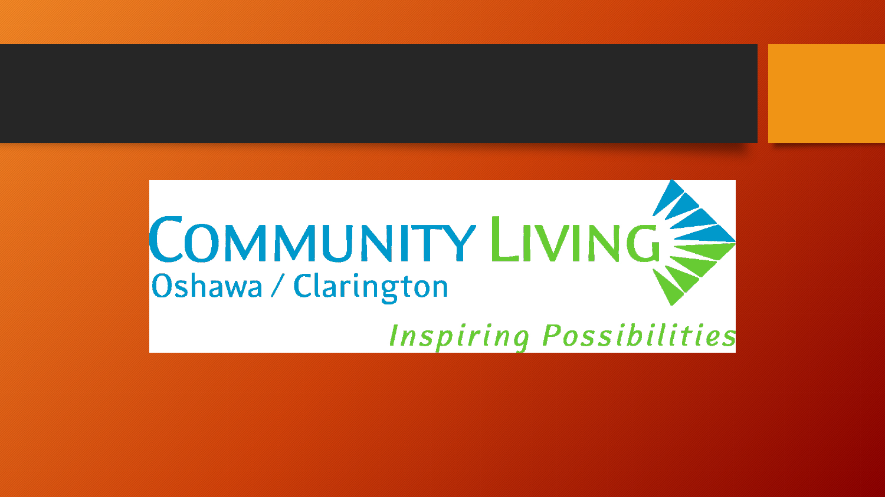# Community Living

Oshawa / Clarington

*Inspiring Possibilities*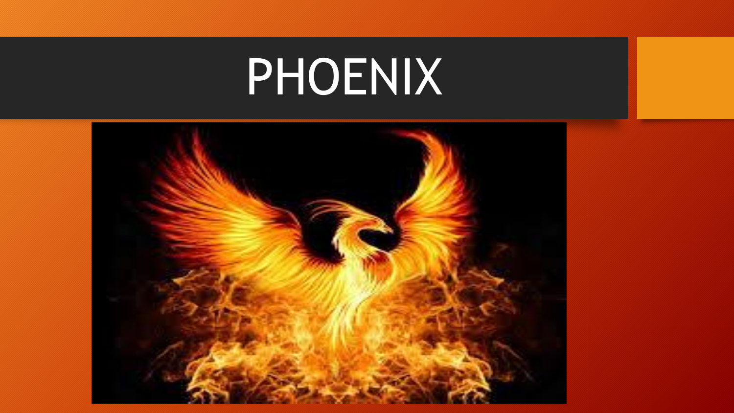# PHOENIX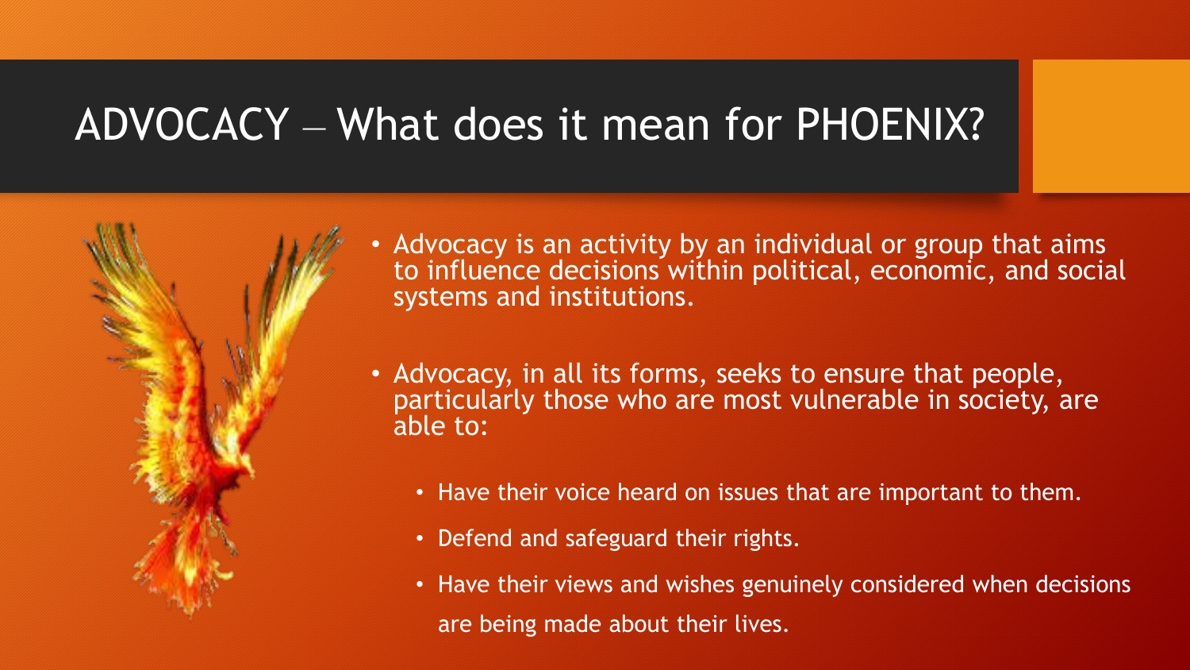# ADVOCACY – What does it mean for PHOENIX?

- Advocacy is an activity by an individual or group that aims to influence decisions within political, economic, and social systems and institutions.

- Advocacy, in all its forms, seeks to ensure that people, particularly those who are most vulnerable in society, are able to:
  - Have their voice heard on issues that are important to them.
  - Defend and safeguard their rights.
  - Have their views and wishes genuinely considered when decisions are being made about their lives.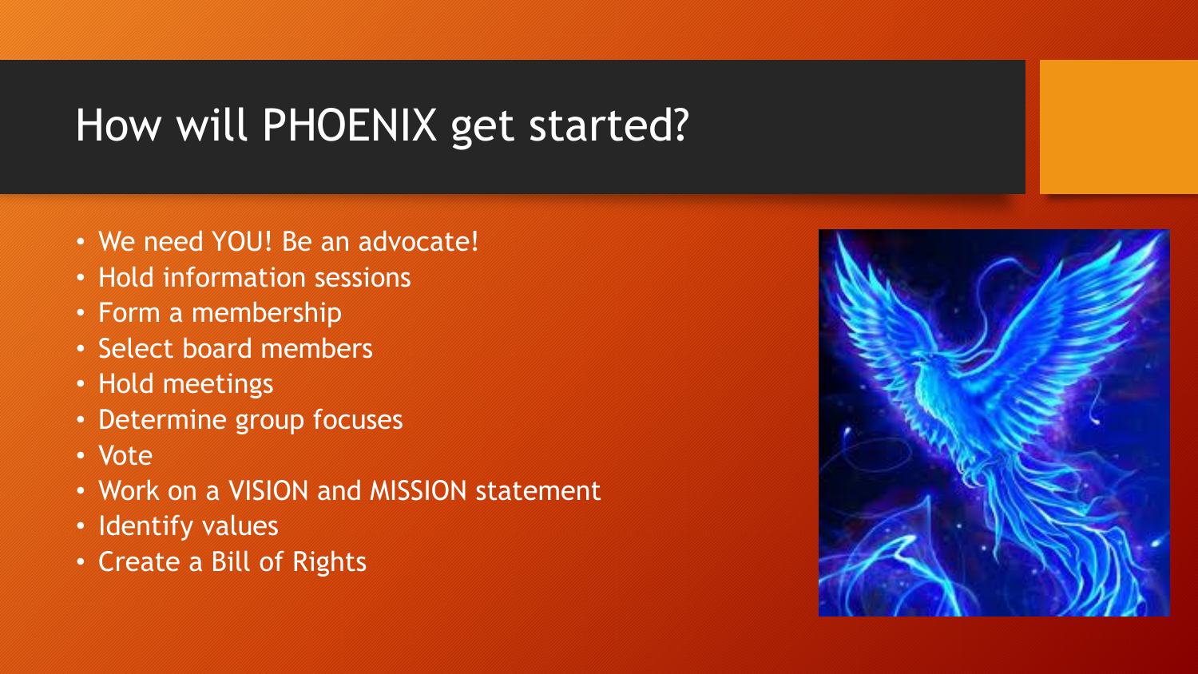# How will PHOENIX get started?

- We need YOU! Be an advocate!
- Hold information sessions
- Form a membership
- Select board members
- Hold meetings
- Determine group focuses
- Vote
- Work on a VISION and MISSION statement
- Identify values
- Create a Bill of Rights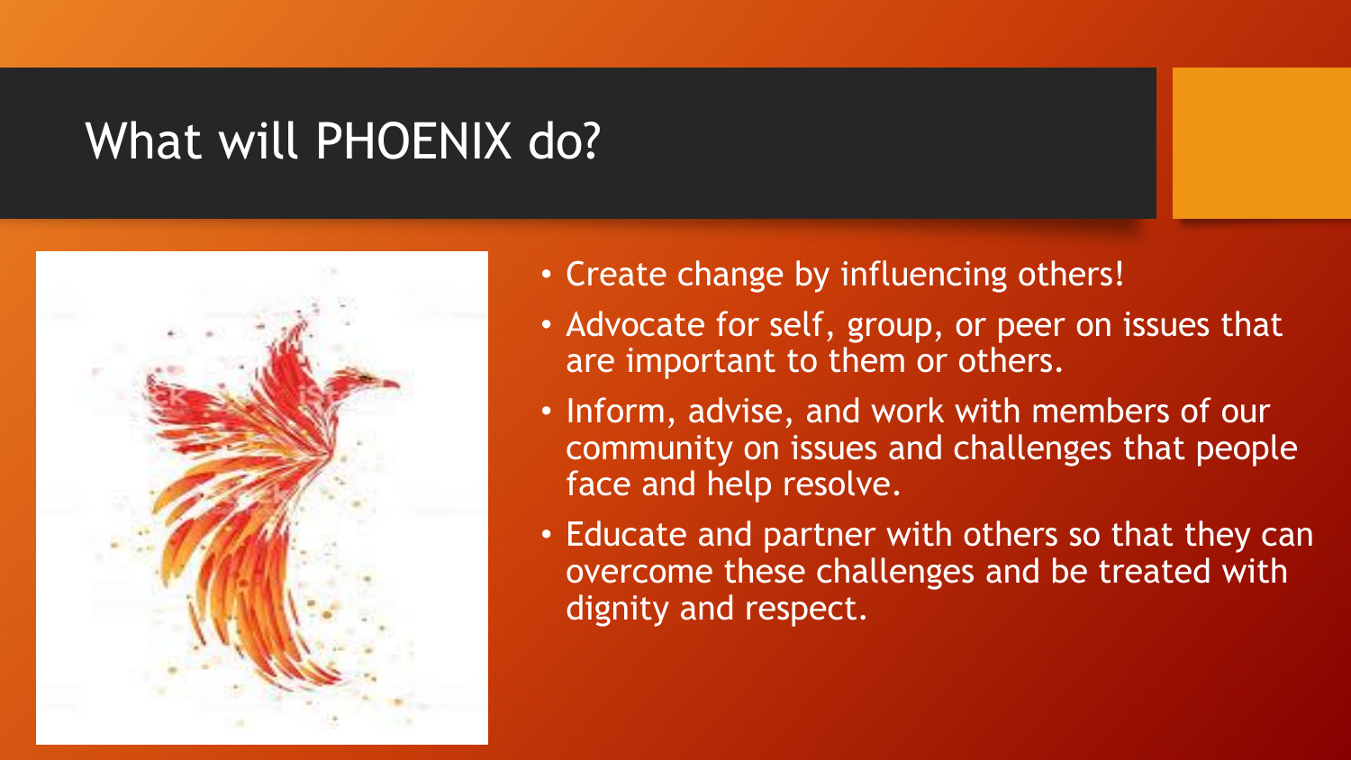# What will PHOENIX do?

- Create change by influencing others!
- Advocate for self, group, or peer on issues that are important to them or others.
- Inform, advise, and work with members of our community on issues and challenges that people face and help resolve.
- Educate and partner with others so that they can overcome these challenges and be treated with dignity and respect.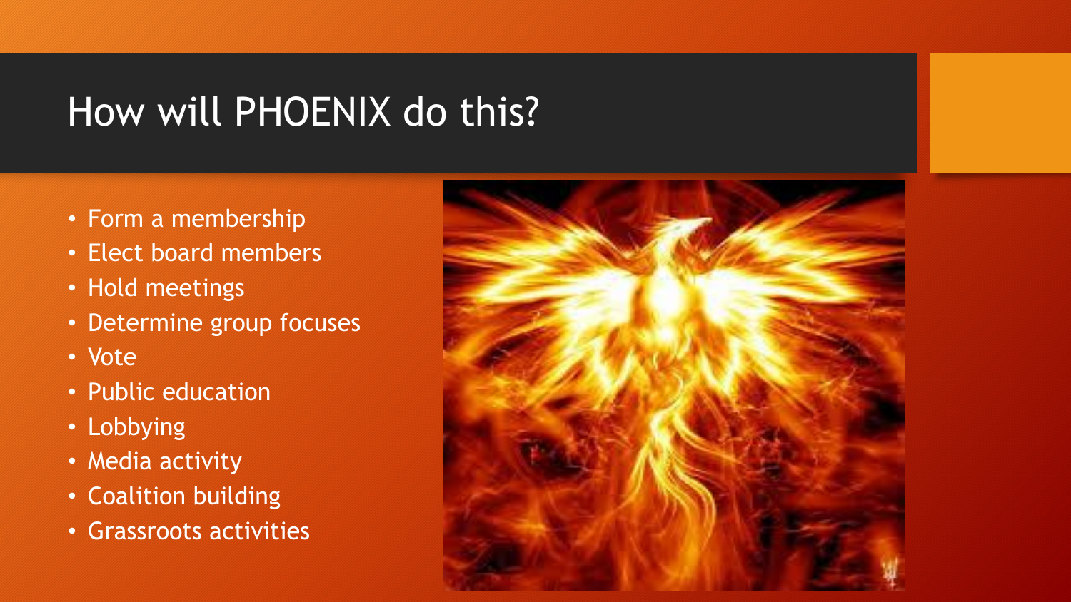# How will PHOENIX do this?

- Form a membership
- Elect board members
- Hold meetings
- Determine group focuses
- Vote
- Public education
- Lobbying
- Media activity
- Coalition building
- Grassroots activities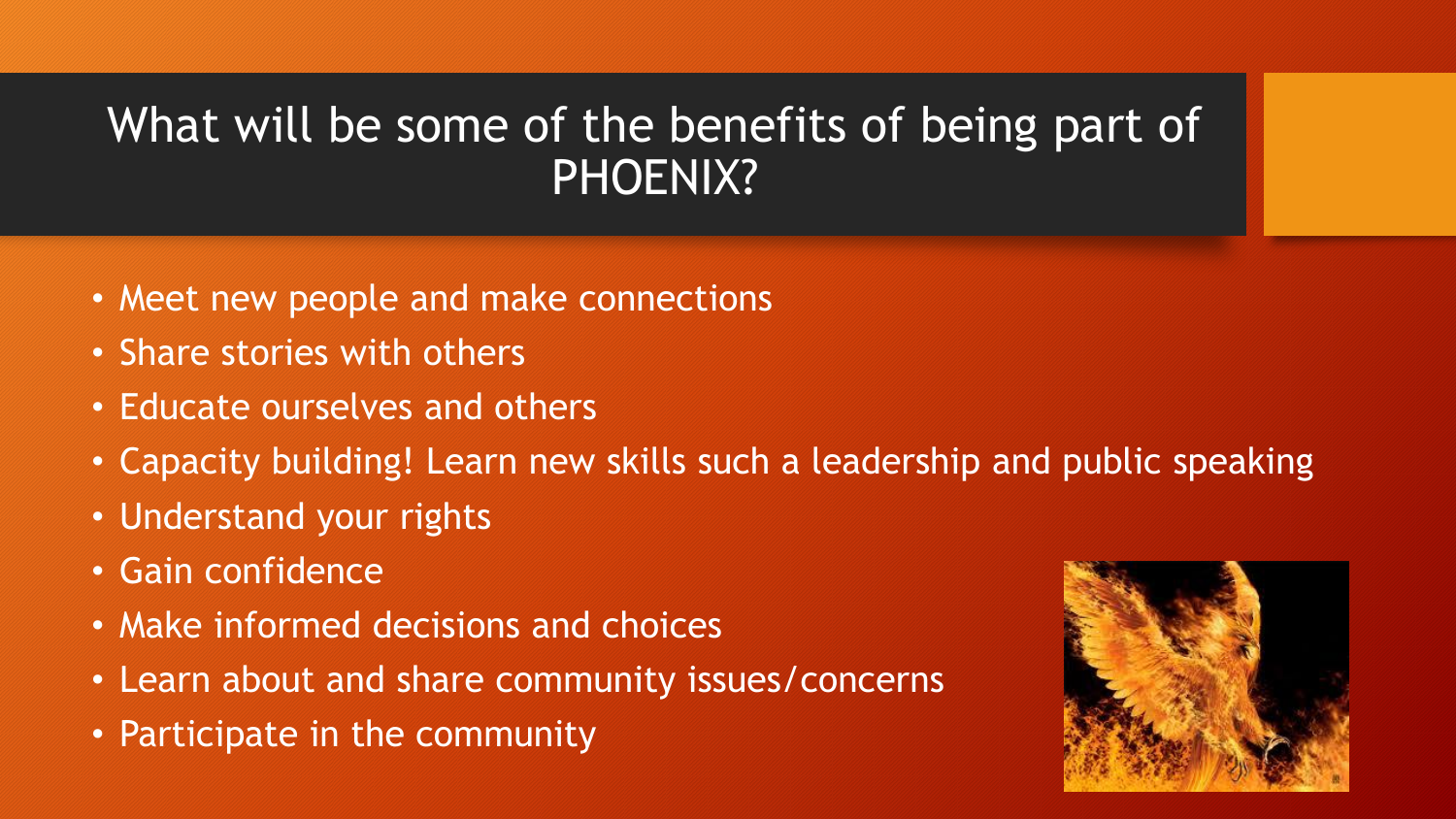# What will be some of the benefits of being part of PHOENIX?

- Meet new people and make connections
- Share stories with others
- Educate ourselves and others
- Capacity building! Learn new skills such a leadership and public speaking
- Understand your rights
- Gain confidence
- Make informed decisions and choices
- Learn about and share community issues/concerns
- Participate in the community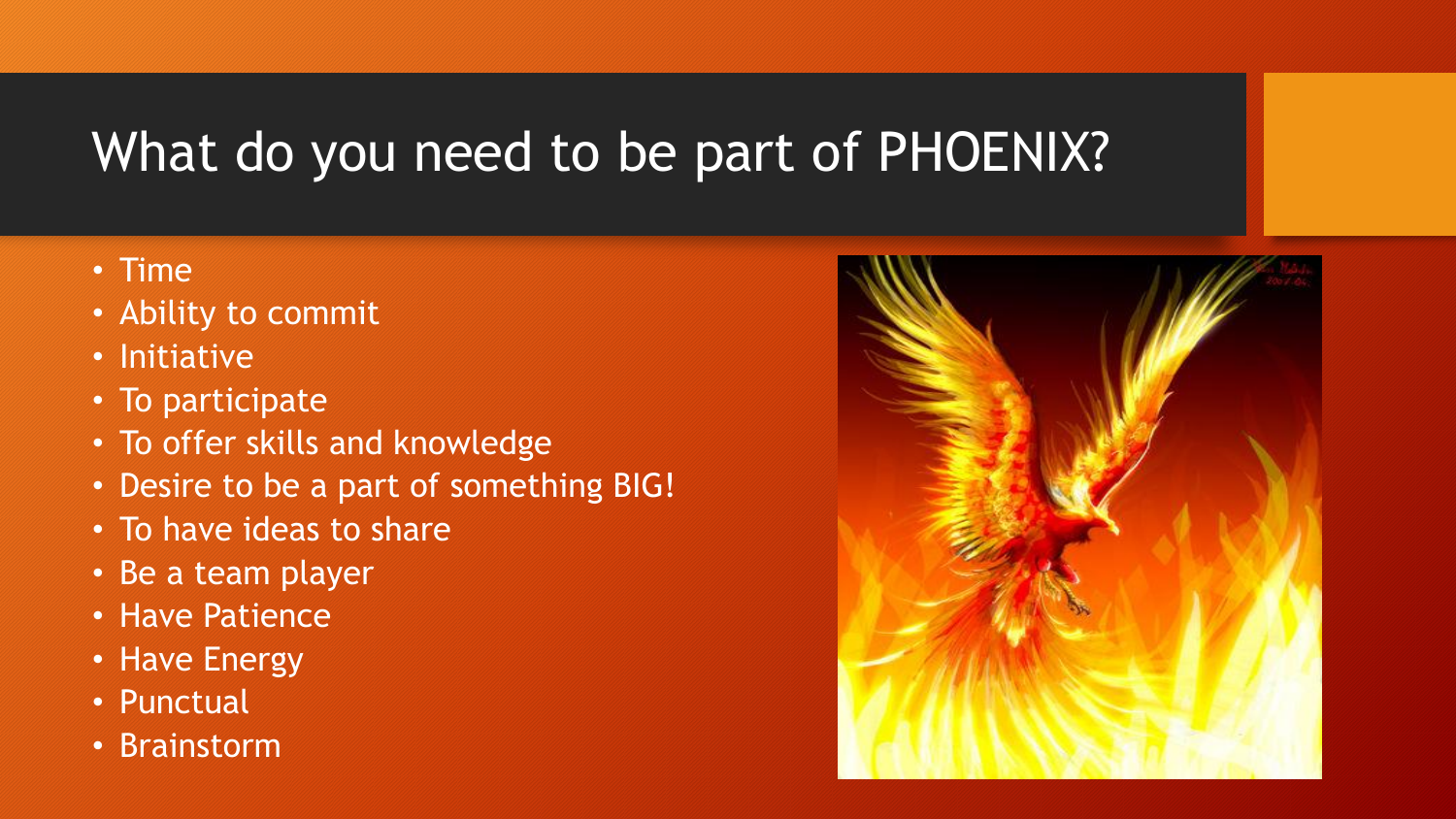# What do you need to be part of PHOENIX?

- Time
- Ability to commit
- Initiative
- To participate
- To offer skills and knowledge
- Desire to be a part of something BIG!
- To have ideas to share
- Be a team player
- Have Patience
- Have Energy
- Punctual
- Brainstorm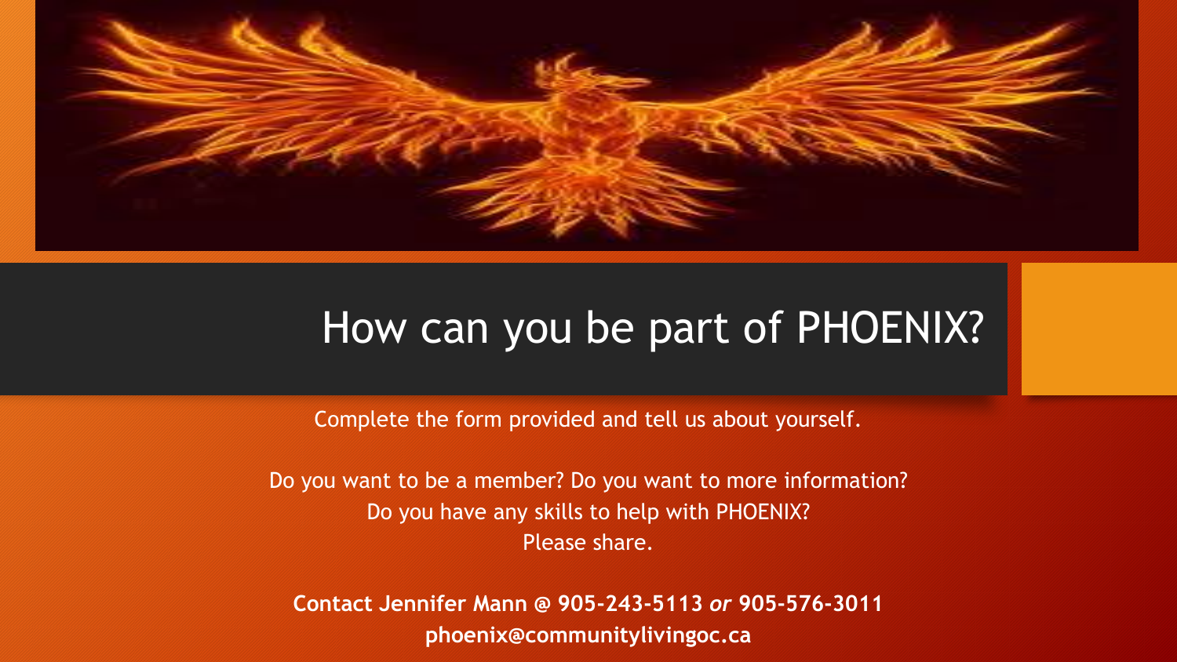# How can you be part of PHOENIX?

Complete the form provided and tell us about yourself.

Do you want to be a member? Do you want to more information?
Do you have any skills to help with PHOENIX?
Please share.

**Contact Jennifer Mann @ 905-243-5113 *or* 905-576-3011**
**phoenix@communitylivingoc.ca**